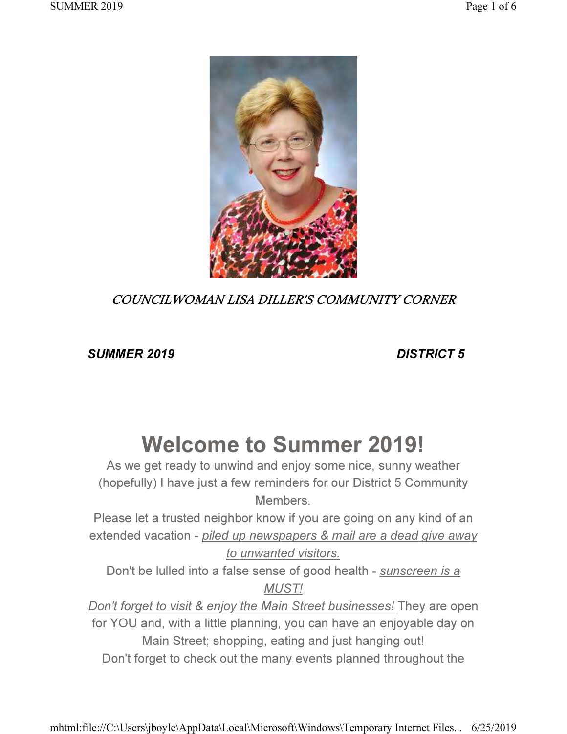*COUNCILWOMAN LISA DILLER'S COMMUNITY CORNER*

***SUMMER 2019*** ***DISTRICT 5***

# Welcome to Summer 2019!

As we get ready to unwind and enjoy some nice, sunny weather (hopefully) I have just a few reminders for our District 5 Community Members.

Please let a trusted neighbor know if you are going on any kind of an extended vacation - *piled up newspapers & mail are a dead give away to unwanted visitors.*

Don't be lulled into a false sense of good health - *sunscreen is a MUST!*

*Don't forget to visit & enjoy the Main Street businesses!* They are open for YOU and, with a little planning, you can have an enjoyable day on Main Street; shopping, eating and just hanging out!

Don't forget to check out the many events planned throughout the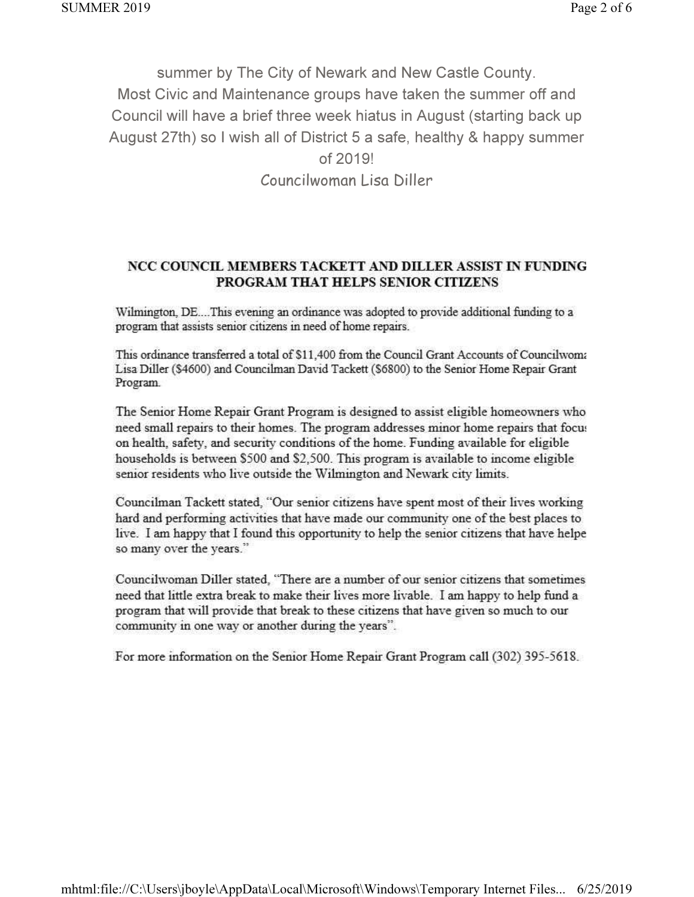summer by The City of Newark and New Castle County. Most Civic and Maintenance groups have taken the summer off and Council will have a brief three week hiatus in August (starting back up August 27th) so I wish all of District 5 a safe, healthy & happy summer of 2019!

Councilwoman Lisa Diller

## NCC COUNCIL MEMBERS TACKETT AND DILLER ASSIST IN FUNDING PROGRAM THAT HELPS SENIOR CITIZENS

Wilmington, DE....This evening an ordinance was adopted to provide additional funding to a program that assists senior citizens in need of home repairs.

This ordinance transferred a total of $11,400 from the Council Grant Accounts of Councilwoma Lisa Diller ($4600) and Councilman David Tackett ($6800) to the Senior Home Repair Grant Program.

The Senior Home Repair Grant Program is designed to assist eligible homeowners who need small repairs to their homes. The program addresses minor home repairs that focu on health, safety, and security conditions of the home. Funding available for eligible households is between $500 and $2,500. This program is available to income eligible senior residents who live outside the Wilmington and Newark city limits.

Councilman Tackett stated, "Our senior citizens have spent most of their lives working hard and performing activities that have made our community one of the best places to live. I am happy that I found this opportunity to help the senior citizens that have helpe so many over the years."

Councilwoman Diller stated, "There are a number of our senior citizens that sometimes need that little extra break to make their lives more livable. I am happy to help fund a program that will provide that break to these citizens that have given so much to our community in one way or another during the years".

For more information on the Senior Home Repair Grant Program call (302) 395-5618.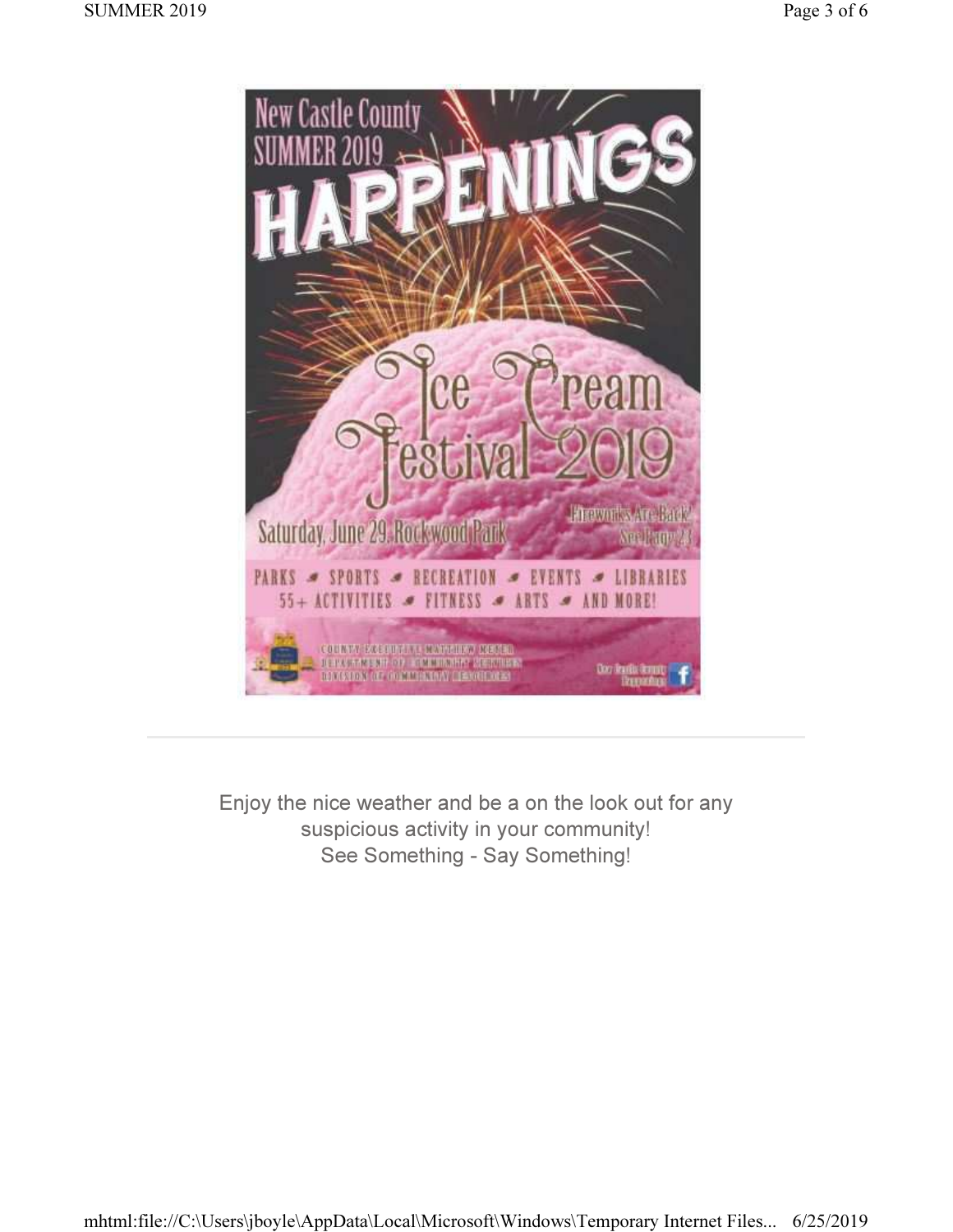New Castle County
SUMMER 2019

# HAPPENINGS

## Ice Cream Festival 2019

Saturday, June 29, Rockwood Park

Fireworks Are Back! See Page 23

PARKS • SPORTS • RECREATION • EVENTS • LIBRARIES
55+ ACTIVITIES • FITNESS • ARTS • AND MORE!

COUNTY EXECUTIVE MATTHEW MEYER
DEPARTMENT OF COMMUNITY SERVICES
DIVISION OF COMMUNITY RESOURCES

New Castle County Happenings

---

Enjoy the nice weather and be a on the look out for any suspicious activity in your community!
See Something - Say Something!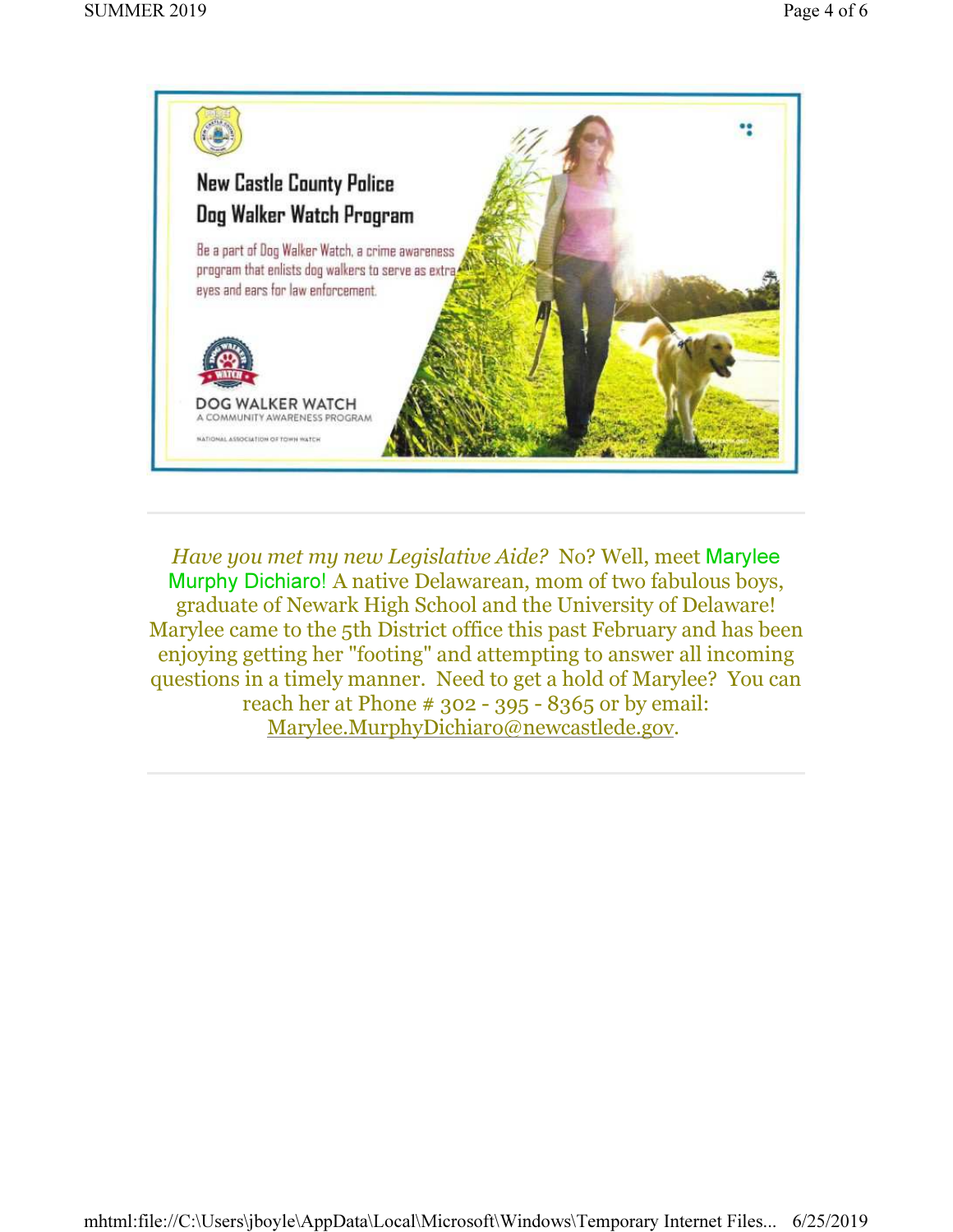## New Castle County Police Dog Walker Watch Program

Be a part of Dog Walker Watch, a crime awareness program that enlists dog walkers to serve as extra eyes and ears for law enforcement.

DOG WALKER WATCH
A COMMUNITY AWARENESS PROGRAM

NATIONAL ASSOCIATION OF TOWN WATCH

---

*Have you met my new Legislative Aide?* No? Well, meet Marylee Murphy Dichiaro! A native Delawarean, mom of two fabulous boys, graduate of Newark High School and the University of Delaware! Marylee came to the 5th District office this past February and has been enjoying getting her "footing" and attempting to answer all incoming questions in a timely manner. Need to get a hold of Marylee? You can reach her at Phone # 302 - 395 - 8365 or by email: Marylee.MurphyDichiaro@newcastlede.gov.

---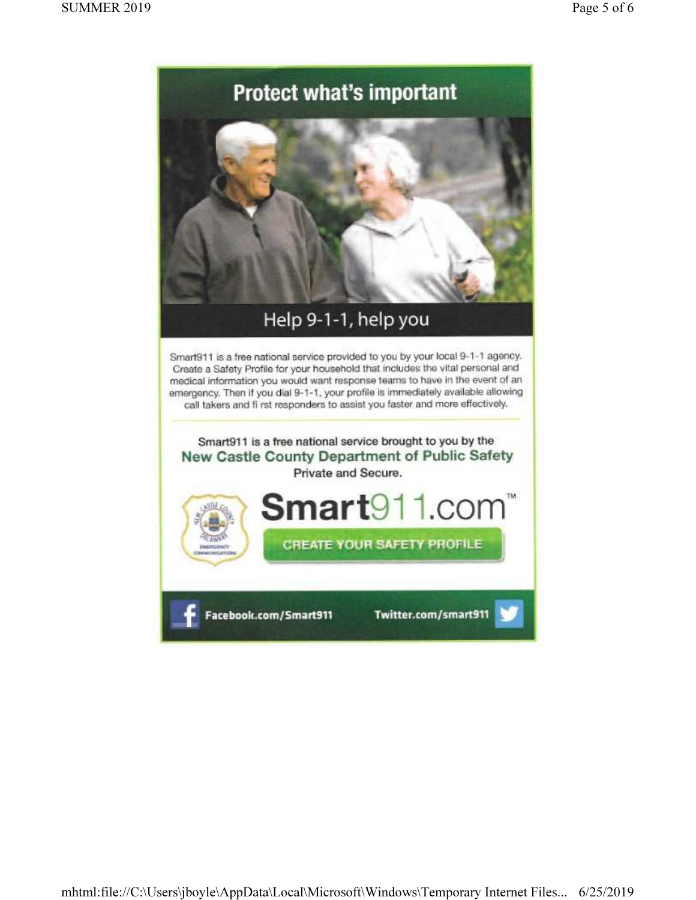# Protect what's important

## Help 9-1-1, help you

Smart911 is a free national service provided to you by your local 9-1-1 agency. Create a Safety Profile for your household that includes the vital personal and medical information you would want response teams to have in the event of an emergency. Then if you dial 9-1-1, your profile is immediately available allowing call takers and fi rst responders to assist you faster and more effectively.

Smart911 is a free national service brought to you by the **New Castle County Department of Public Safety**
Private and Secure.

**Smart911.com**™

**CREATE YOUR SAFETY PROFILE**

Facebook.com/Smart911 Twitter.com/smart911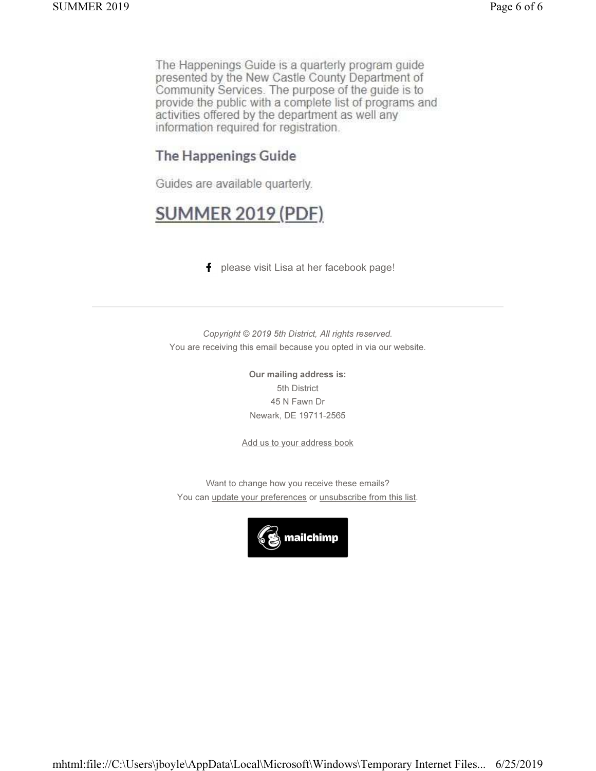The Happenings Guide is a quarterly program guide presented by the New Castle County Department of Community Services. The purpose of the guide is to provide the public with a complete list of programs and activities offered by the department as well any information required for registration.

## The Happenings Guide

Guides are available quarterly.

## SUMMER 2019 (PDF)

please visit Lisa at her facebook page!

---

*Copyright © 2019 5th District, All rights reserved.*
You are receiving this email because you opted in via our website.

**Our mailing address is:**
5th District
45 N Fawn Dr
Newark, DE 19711-2565

Add us to your address book

Want to change how you receive these emails?
You can update your preferences or unsubscribe from this list.

mailchimp